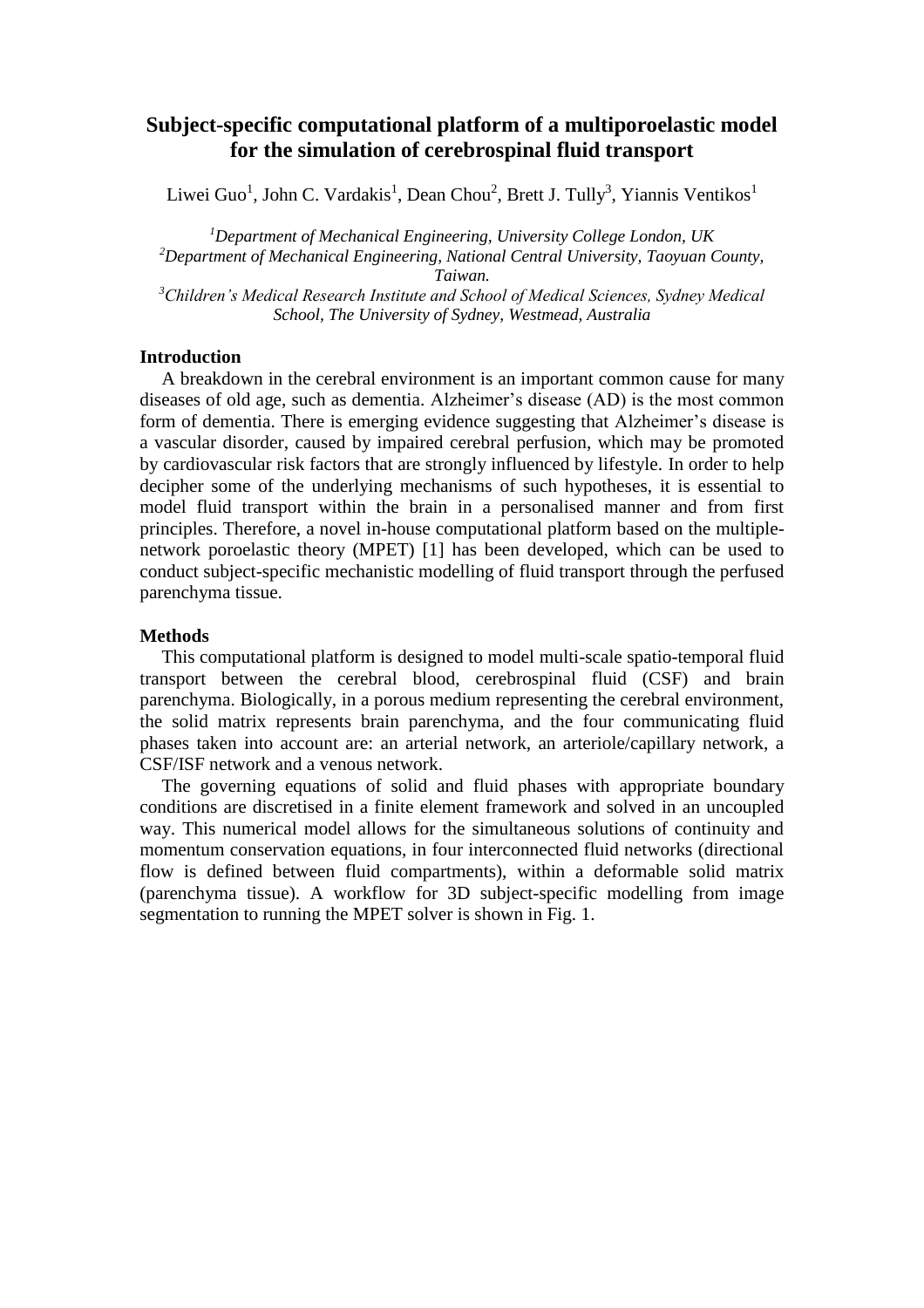# Subject-specific computational platform of a multiporoelastic model for the simulation of cerebrospinal fluid transport

Liwei Guo[1], John C. Vardakis[1], Dean Chou[2], Brett J. Tully[3], Yiannis Ventikos[1]

[1] *Department of Mechanical Engineering, University College London, UK*
[2] *Department of Mechanical Engineering, National Central University, Taoyuan County, Taiwan.*
[3] *Children's Medical Research Institute and School of Medical Sciences, Sydney Medical School, The University of Sydney, Westmead, Australia*

## Introduction

A breakdown in the cerebral environment is an important common cause for many diseases of old age, such as dementia. Alzheimer's disease (AD) is the most common form of dementia. There is emerging evidence suggesting that Alzheimer's disease is a vascular disorder, caused by impaired cerebral perfusion, which may be promoted by cardiovascular risk factors that are strongly influenced by lifestyle. In order to help decipher some of the underlying mechanisms of such hypotheses, it is essential to model fluid transport within the brain in a personalised manner and from first principles. Therefore, a novel in-house computational platform based on the multiple-network poroelastic theory (MPET) [1] has been developed, which can be used to conduct subject-specific mechanistic modelling of fluid transport through the perfused parenchyma tissue.

## Methods

This computational platform is designed to model multi-scale spatio-temporal fluid transport between the cerebral blood, cerebrospinal fluid (CSF) and brain parenchyma. Biologically, in a porous medium representing the cerebral environment, the solid matrix represents brain parenchyma, and the four communicating fluid phases taken into account are: an arterial network, an arteriole/capillary network, a CSF/ISF network and a venous network.

The governing equations of solid and fluid phases with appropriate boundary conditions are discretised in a finite element framework and solved in an uncoupled way. This numerical model allows for the simultaneous solutions of continuity and momentum conservation equations, in four interconnected fluid networks (directional flow is defined between fluid compartments), within a deformable solid matrix (parenchyma tissue). A workflow for 3D subject-specific modelling from image segmentation to running the MPET solver is shown in Fig. 1.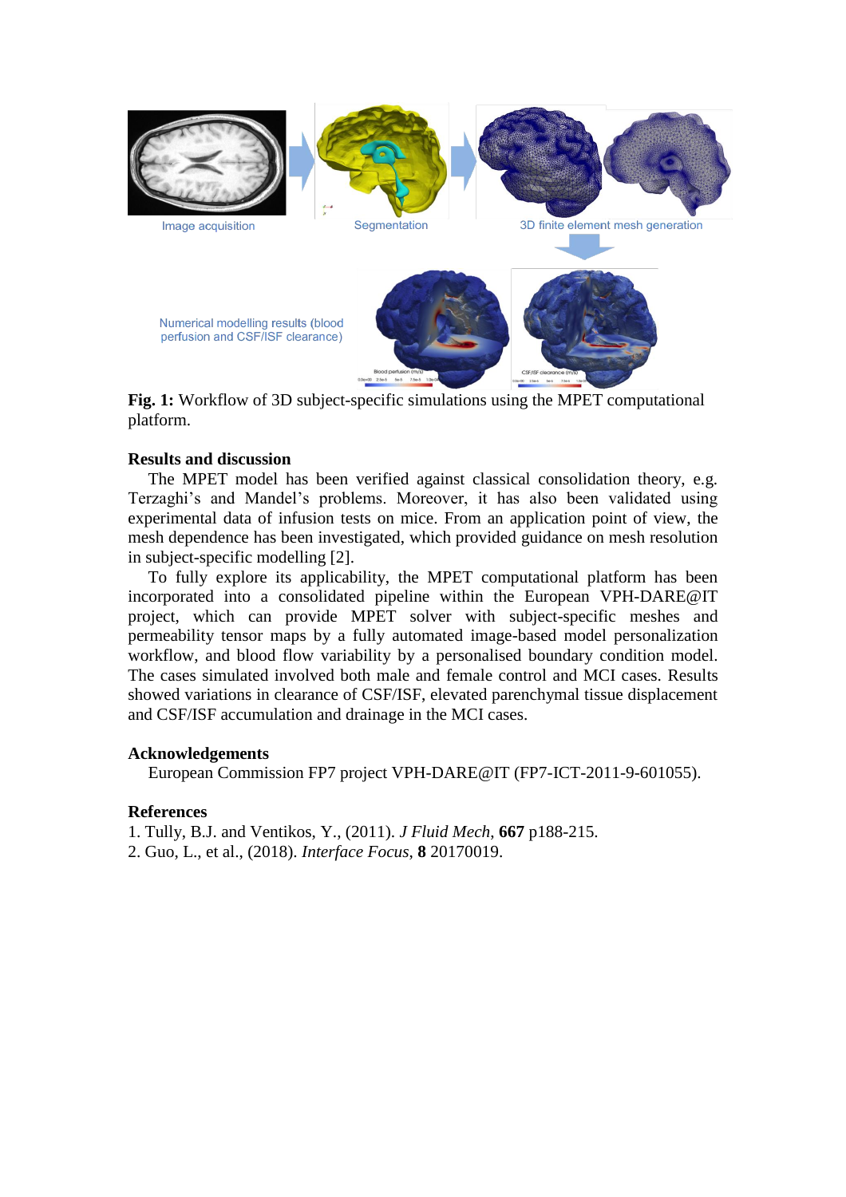Image acquisition

Segmentation

3D finite element mesh generation

Numerical modelling results (blood perfusion and CSF/ISF clearance)

**Fig. 1:** Workflow of 3D subject-specific simulations using the MPET computational platform.

**Results and discussion**

The MPET model has been verified against classical consolidation theory, e.g. Terzaghi's and Mandel's problems. Moreover, it has also been validated using experimental data of infusion tests on mice. From an application point of view, the mesh dependence has been investigated, which provided guidance on mesh resolution in subject-specific modelling [2].

To fully explore its applicability, the MPET computational platform has been incorporated into a consolidated pipeline within the European VPH-DARE@IT project, which can provide MPET solver with subject-specific meshes and permeability tensor maps by a fully automated image-based model personalization workflow, and blood flow variability by a personalised boundary condition model. The cases simulated involved both male and female control and MCI cases. Results showed variations in clearance of CSF/ISF, elevated parenchymal tissue displacement and CSF/ISF accumulation and drainage in the MCI cases.

**Acknowledgements**

European Commission FP7 project VPH-DARE@IT (FP7-ICT-2011-9-601055).

**References**

1. Tully, B.J. and Ventikos, Y., (2011). *J Fluid Mech*, **667** p188-215.
2. Guo, L., et al., (2018). *Interface Focus*, **8** 20170019.